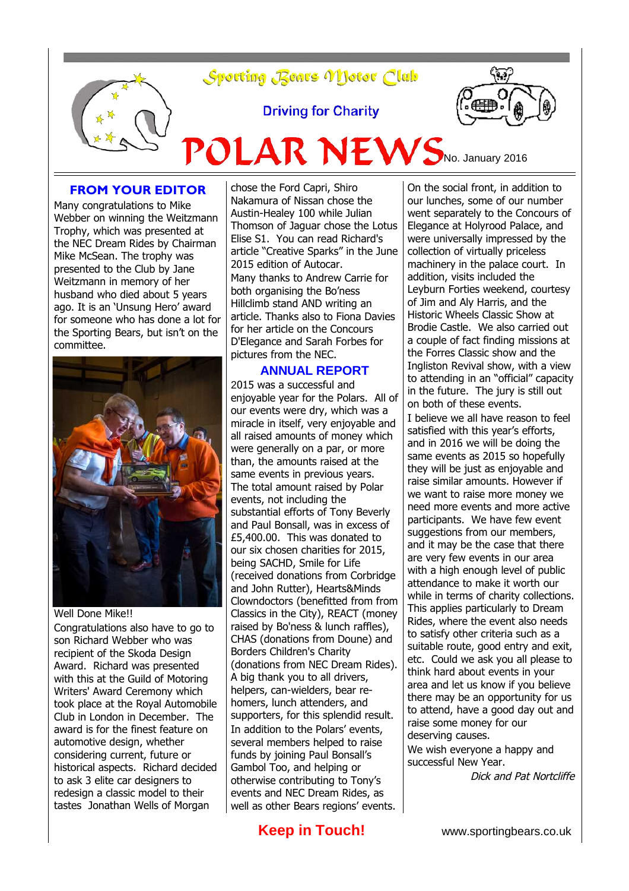# Sporting Bears Motor Club

Driving for Charity

# POLAR NEWS

No. January 2016

## FROM YOUR EDITOR

Many congratulations to Mike Webber on winning the Weitzmann Trophy, which was presented at the NEC Dream Rides by Chairman Mike McSean. The trophy was presented to the Club by Jane Weitzmann in memory of her husband who died about 5 years ago. It is an 'Unsung Hero' award for someone who has done a lot for the Sporting Bears, but isn't on the committee.

Well Done Mike!!

Congratulations also have to go to son Richard Webber who was recipient of the Skoda Design Award. Richard was presented with this at the Guild of Motoring Writers' Award Ceremony which took place at the Royal Automobile Club in London in December. The award is for the finest feature on automotive design, whether considering current, future or historical aspects. Richard decided to ask 3 elite car designers to redesign a classic model to their tastes Jonathan Wells of Morgan chose the Ford Capri, Shiro Nakamura of Nissan chose the Austin-Healey 100 while Julian Thomson of Jaguar chose the Lotus Elise S1. You can read Richard's article "Creative Sparks" in the June 2015 edition of Autocar.

Many thanks to Andrew Carrie for both organising the Bo'ness Hillclimb stand AND writing an article. Thanks also to Fiona Davies for her article on the Concours D'Elegance and Sarah Forbes for pictures from the NEC.

## ANNUAL REPORT

2015 was a successful and enjoyable year for the Polars. All of our events were dry, which was a miracle in itself, very enjoyable and all raised amounts of money which were generally on a par, or more than, the amounts raised at the same events in previous years. The total amount raised by Polar events, not including the substantial efforts of Tony Beverly and Paul Bonsall, was in excess of £5,400.00. This was donated to our six chosen charities for 2015, being SACHD, Smile for Life (received donations from Corbridge and John Rutter), Hearts&Minds Clowndoctors (benefitted from from Classics in the City), REACT (money raised by Bo'ness & lunch raffles), CHAS (donations from Doune) and Borders Children's Charity (donations from NEC Dream Rides). A big thank you to all drivers, helpers, can-wielders, bear re-homers, lunch attenders, and supporters, for this splendid result. In addition to the Polars' events, several members helped to raise funds by joining Paul Bonsall's Gambol Too, and helping or otherwise contributing to Tony's events and NEC Dream Rides, as well as other Bears regions' events.

On the social front, in addition to our lunches, some of our number went separately to the Concours of Elegance at Holyrood Palace, and were universally impressed by the collection of virtually priceless machinery in the palace court. In addition, visits included the Leyburn Forties weekend, courtesy of Jim and Aly Harris, and the Historic Wheels Classic Show at Brodie Castle. We also carried out a couple of fact finding missions at the Forres Classic show and the Ingliston Revival show, with a view to attending in an "official" capacity in the future. The jury is still out on both of these events.

I believe we all have reason to feel satisfied with this year's efforts, and in 2016 we will be doing the same events as 2015 so hopefully they will be just as enjoyable and raise similar amounts. However if we want to raise more money we need more events and more active participants. We have few event suggestions from our members, and it may be the case that there are very few events in our area with a high enough level of public attendance to make it worth our while in terms of charity collections. This applies particularly to Dream Rides, where the event also needs to satisfy other criteria such as a suitable route, good entry and exit, etc. Could we ask you all please to think hard about events in your area and let us know if you believe there may be an opportunity for us to attend, have a good day out and raise some money for our deserving causes.

We wish everyone a happy and successful New Year.

*Dick and Pat Nortcliffe*

**Keep in Touch!** www.sportingbears.co.uk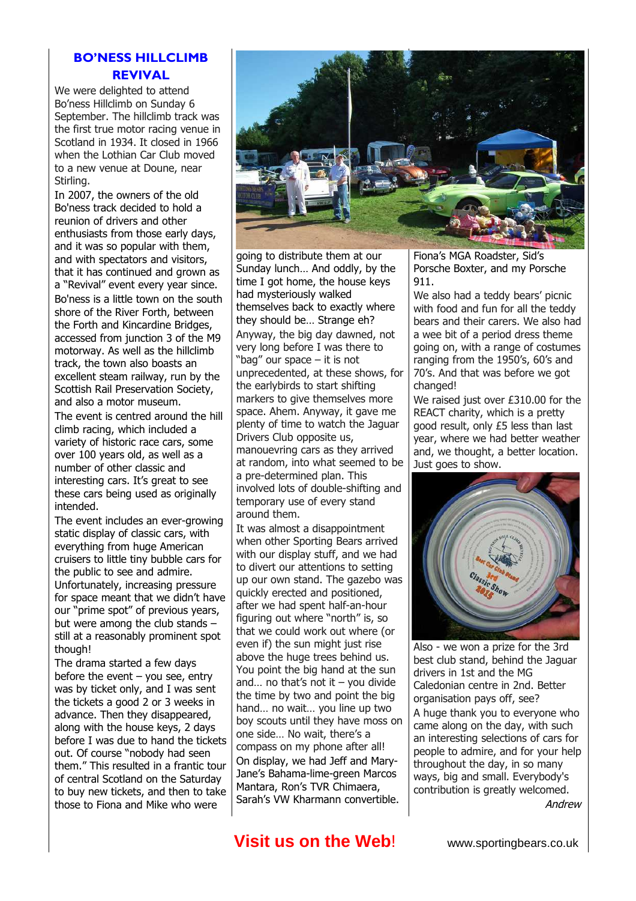## BO'NESS HILLCLIMB REVIVAL

We were delighted to attend Bo'ness Hillclimb on Sunday 6 September. The hillclimb track was the first true motor racing venue in Scotland in 1934. It closed in 1966 when the Lothian Car Club moved to a new venue at Doune, near Stirling.

In 2007, the owners of the old Bo'ness track decided to hold a reunion of drivers and other enthusiasts from those early days, and it was so popular with them, and with spectators and visitors, that it has continued and grown as a "Revival" event every year since.

Bo'ness is a little town on the south shore of the River Forth, between the Forth and Kincardine Bridges, accessed from junction 3 of the M9 motorway. As well as the hillclimb track, the town also boasts an excellent steam railway, run by the Scottish Rail Preservation Society, and also a motor museum.

The event is centred around the hill climb racing, which included a variety of historic race cars, some over 100 years old, as well as a number of other classic and interesting cars. It's great to see these cars being used as originally intended.

The event includes an ever-growing static display of classic cars, with everything from huge American cruisers to little tiny bubble cars for the public to see and admire.

Unfortunately, increasing pressure for space meant that we didn't have our "prime spot" of previous years, but were among the club stands – still at a reasonably prominent spot though!

The drama started a few days before the event – you see, entry was by ticket only, and I was sent the tickets a good 2 or 3 weeks in advance. Then they disappeared, along with the house keys, 2 days before I was due to hand the tickets out. Of course "nobody had seen them." This resulted in a frantic tour of central Scotland on the Saturday to buy new tickets, and then to take those to Fiona and Mike who were going to distribute them at our Sunday lunch… And oddly, by the time I got home, the house keys had mysteriously walked themselves back to exactly where they should be… Strange eh?

Anyway, the big day dawned, not very long before I was there to "bag" our space – it is not unprecedented, at these shows, for the earlybirds to start shifting markers to give themselves more space. Ahem. Anyway, it gave me plenty of time to watch the Jaguar Drivers Club opposite us, manouevring cars as they arrived at random, into what seemed to be a pre-determined plan. This involved lots of double-shifting and temporary use of every stand around them.

It was almost a disappointment when other Sporting Bears arrived with our display stuff, and we had to divert our attentions to setting up our own stand. The gazebo was quickly erected and positioned, after we had spent half-an-hour figuring out where "north" is, so that we could work out where (or even if) the sun might just rise above the huge trees behind us. You point the big hand at the sun and… no that's not it – you divide the time by two and point the big hand… no wait… you line up two boy scouts until they have moss on one side… No wait, there's a compass on my phone after all!

On display, we had Jeff and Mary-Jane's Bahama-lime-green Marcos Mantara, Ron's TVR Chimaera, Sarah's VW Kharmann convertible. Fiona's MGA Roadster, Sid's Porsche Boxter, and my Porsche 911.

We also had a teddy bears' picnic with food and fun for all the teddy bears and their carers. We also had a wee bit of a period dress theme going on, with a range of costumes ranging from the 1950's, 60's and 70's. And that was before we got changed!

We raised just over £310.00 for the REACT charity, which is a pretty good result, only £5 less than last year, where we had better weather and, we thought, a better location. Just goes to show.

Also - we won a prize for the 3rd best club stand, behind the Jaguar drivers in 1st and the MG Caledonian centre in 2nd. Better organisation pays off, see?

A huge thank you to everyone who came along on the day, with such an interesting selections of cars for people to admire, and for your help throughout the day, in so many ways, big and small. Everybody's contribution is greatly welcomed.

*Andrew*

**Visit us on the Web!** www.sportingbears.co.uk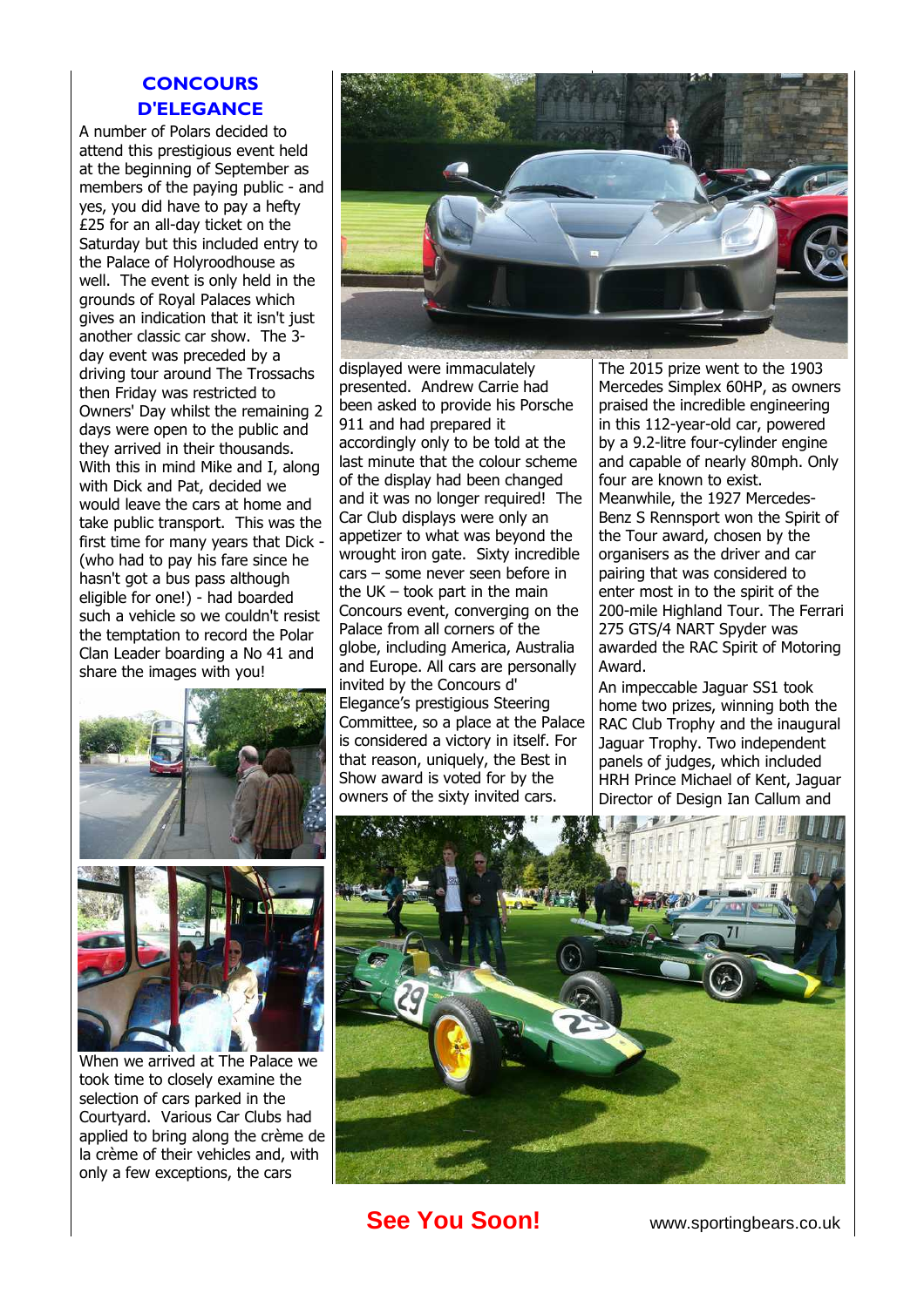## CONCOURS D'ELEGANCE

A number of Polars decided to attend this prestigious event held at the beginning of September as members of the paying public - and yes, you did have to pay a hefty £25 for an all-day ticket on the Saturday but this included entry to the Palace of Holyroodhouse as well. The event is only held in the grounds of Royal Palaces which gives an indication that it isn't just another classic car show. The 3-day event was preceded by a driving tour around The Trossachs then Friday was restricted to Owners' Day whilst the remaining 2 days were open to the public and they arrived in their thousands. With this in mind Mike and I, along with Dick and Pat, decided we would leave the cars at home and take public transport. This was the first time for many years that Dick - (who had to pay his fare since he hasn't got a bus pass although eligible for one!) - had boarded such a vehicle so we couldn't resist the temptation to record the Polar Clan Leader boarding a No 41 and share the images with you!

When we arrived at The Palace we took time to closely examine the selection of cars parked in the Courtyard. Various Car Clubs had applied to bring along the crème de la crème of their vehicles and, with only a few exceptions, the cars displayed were immaculately presented. Andrew Carrie had been asked to provide his Porsche 911 and had prepared it accordingly only to be told at the last minute that the colour scheme of the display had been changed and it was no longer required! The Car Club displays were only an appetizer to what was beyond the wrought iron gate. Sixty incredible cars – some never seen before in the UK – took part in the main Concours event, converging on the Palace from all corners of the globe, including America, Australia and Europe. All cars are personally invited by the Concours d' Elegance's prestigious Steering Committee, so a place at the Palace is considered a victory in itself. For that reason, uniquely, the Best in Show award is voted for by the owners of the sixty invited cars.

The 2015 prize went to the 1903 Mercedes Simplex 60HP, as owners praised the incredible engineering in this 112-year-old car, powered by a 9.2-litre four-cylinder engine and capable of nearly 80mph. Only four are known to exist. Meanwhile, the 1927 Mercedes-Benz S Rennsport won the Spirit of the Tour award, chosen by the organisers as the driver and car pairing that was considered to enter most in to the spirit of the 200-mile Highland Tour. The Ferrari 275 GTS/4 NART Spyder was awarded the RAC Spirit of Motoring Award.

An impeccable Jaguar SS1 took home two prizes, winning both the RAC Club Trophy and the inaugural Jaguar Trophy. Two independent panels of judges, which included HRH Prince Michael of Kent, Jaguar Director of Design Ian Callum and

**See You Soon!**

www.sportingbears.co.uk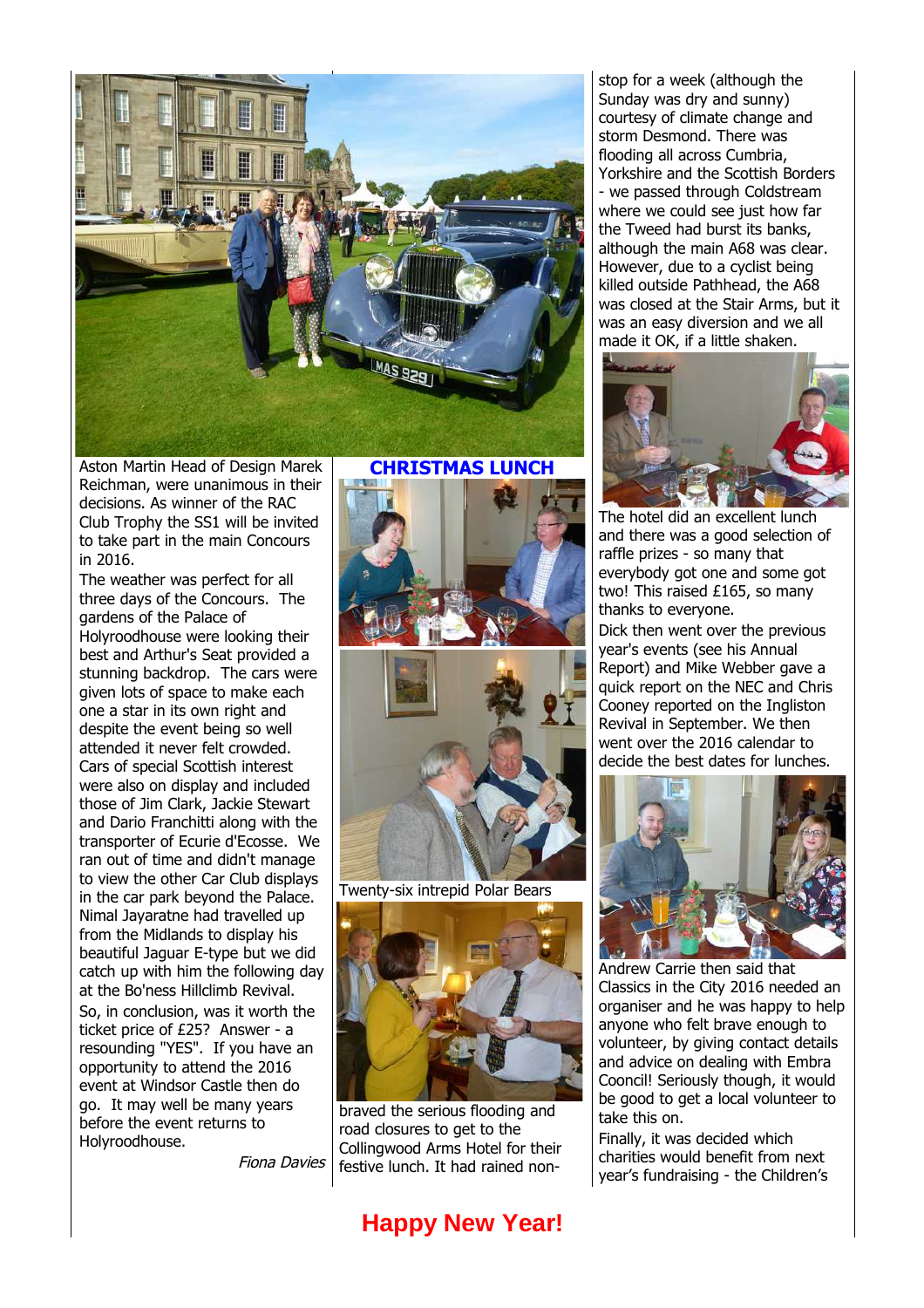Aston Martin Head of Design Marek Reichman, were unanimous in their decisions. As winner of the RAC Club Trophy the SS1 will be invited to take part in the main Concours in 2016.

The weather was perfect for all three days of the Concours. The gardens of the Palace of Holyroodhouse were looking their best and Arthur's Seat provided a stunning backdrop. The cars were given lots of space to make each one a star in its own right and despite the event being so well attended it never felt crowded. Cars of special Scottish interest were also on display and included those of Jim Clark, Jackie Stewart and Dario Franchitti along with the transporter of Ecurie d'Ecosse. We ran out of time and didn't manage to view the other Car Club displays in the car park beyond the Palace. Nimal Jayaratne had travelled up from the Midlands to display his beautiful Jaguar E-type but we did catch up with him the following day at the Bo'ness Hillclimb Revival.

So, in conclusion, was it worth the ticket price of £25? Answer - a resounding "YES". If you have an opportunity to attend the 2016 event at Windsor Castle then do go. It may well be many years before the event returns to Holyroodhouse.

*Fiona Davies*

## CHRISTMAS LUNCH

Twenty-six intrepid Polar Bears braved the serious flooding and road closures to get to the Collingwood Arms Hotel for their festive lunch. It had rained non-stop for a week (although the Sunday was dry and sunny) courtesy of climate change and storm Desmond. There was flooding all across Cumbria, Yorkshire and the Scottish Borders - we passed through Coldstream where we could see just how far the Tweed had burst its banks, although the main A68 was clear. However, due to a cyclist being killed outside Pathhead, the A68 was closed at the Stair Arms, but it was an easy diversion and we all made it OK, if a little shaken.

The hotel did an excellent lunch and there was a good selection of raffle prizes - so many that everybody got one and some got two! This raised £165, so many thanks to everyone.

Dick then went over the previous year's events (see his Annual Report) and Mike Webber gave a quick report on the NEC and Chris Cooney reported on the Ingliston Revival in September. We then went over the 2016 calendar to decide the best dates for lunches.

Andrew Carrie then said that Classics in the City 2016 needed an organiser and he was happy to help anyone who felt brave enough to volunteer, by giving contact details and advice on dealing with Embra Cooncil! Seriously though, it would be good to get a local volunteer to take this on.

Finally, it was decided which charities would benefit from next year's fundraising - the Children's

## Happy New Year!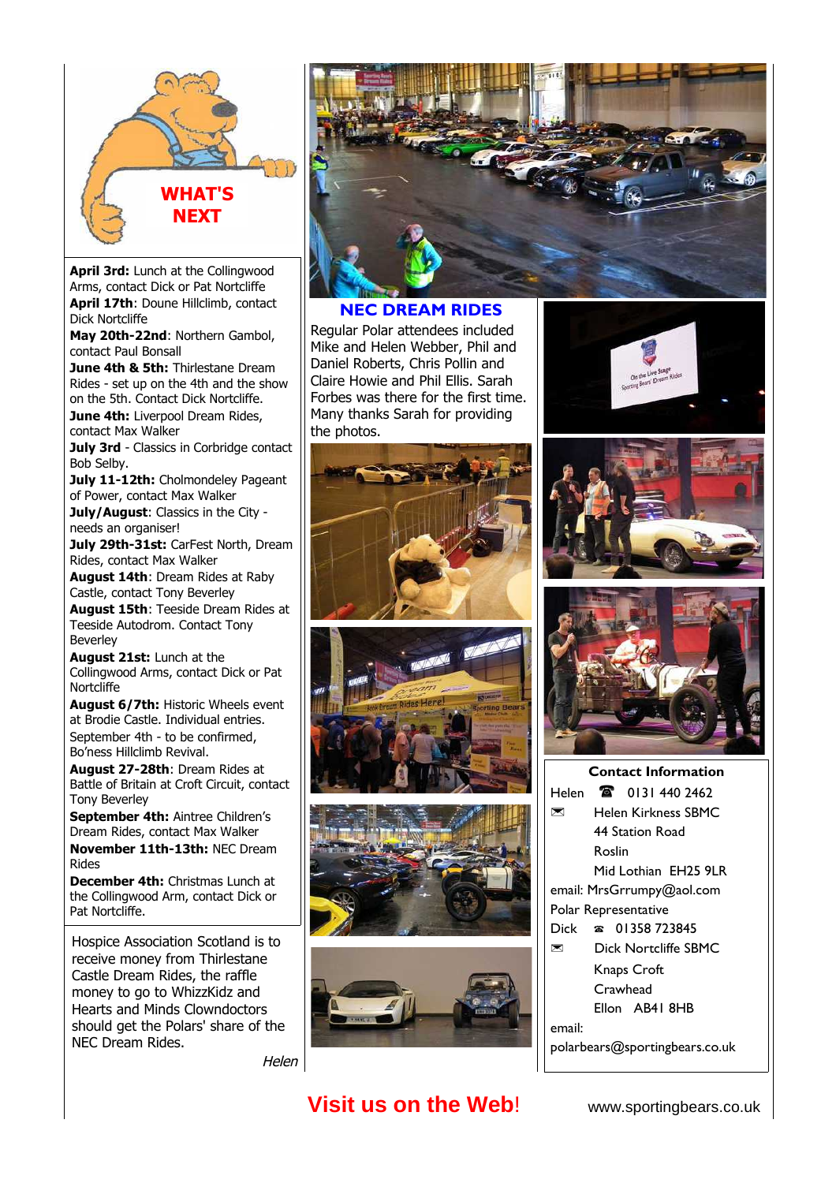## WHAT'S NEXT

**April 3rd:** Lunch at the Collingwood Arms, contact Dick or Pat Nortcliffe

**April 17th**: Doune Hillclimb, contact Dick Nortcliffe

**May 20th-22nd**: Northern Gambol, contact Paul Bonsall

**June 4th & 5th:** Thirlestane Dream Rides - set up on the 4th and the show on the 5th. Contact Dick Nortcliffe.

**June 4th:** Liverpool Dream Rides, contact Max Walker

**July 3rd** - Classics in Corbridge contact Bob Selby.

**July 11-12th:** Cholmondeley Pageant of Power, contact Max Walker

**July/August**: Classics in the City - needs an organiser!

**July 29th-31st:** CarFest North, Dream Rides, contact Max Walker

**August 14th**: Dream Rides at Raby Castle, contact Tony Beverley

**August 15th**: Teeside Dream Rides at Teeside Autodrom. Contact Tony Beverley

**August 21st:** Lunch at the Collingwood Arms, contact Dick or Pat Nortcliffe

**August 6/7th:** Historic Wheels event at Brodie Castle. Individual entries.

September 4th - to be confirmed, Bo'ness Hillclimb Revival.

**August 27-28th**: Dream Rides at Battle of Britain at Croft Circuit, contact Tony Beverley

**September 4th:** Aintree Children's Dream Rides, contact Max Walker

**November 11th-13th:** NEC Dream Rides

**December 4th:** Christmas Lunch at the Collingwood Arm, contact Dick or Pat Nortcliffe.

Hospice Association Scotland is to receive money from Thirlestane Castle Dream Rides, the raffle money to go to WhizzKidz and Hearts and Minds Clowndoctors should get the Polars' share of the NEC Dream Rides.

*Helen*

## NEC DREAM RIDES

Regular Polar attendees included Mike and Helen Webber, Phil and Daniel Roberts, Chris Pollin and Claire Howie and Phil Ellis. Sarah Forbes was there for the first time. Many thanks Sarah for providing the photos.

### Contact Information

Helen ☎ 0131 440 2462

✉ Helen Kirkness SBMC
44 Station Road
Roslin
Mid Lothian EH25 9LR

email: MrsGrrumpy@aol.com

Polar Representative

Dick ☎ 01358 723845

✉ Dick Nortcliffe SBMC
Knaps Croft
Crawhead
Ellon AB41 8HB

email: polarbears@sportingbears.co.uk

**Visit us on the Web!** www.sportingbears.co.uk